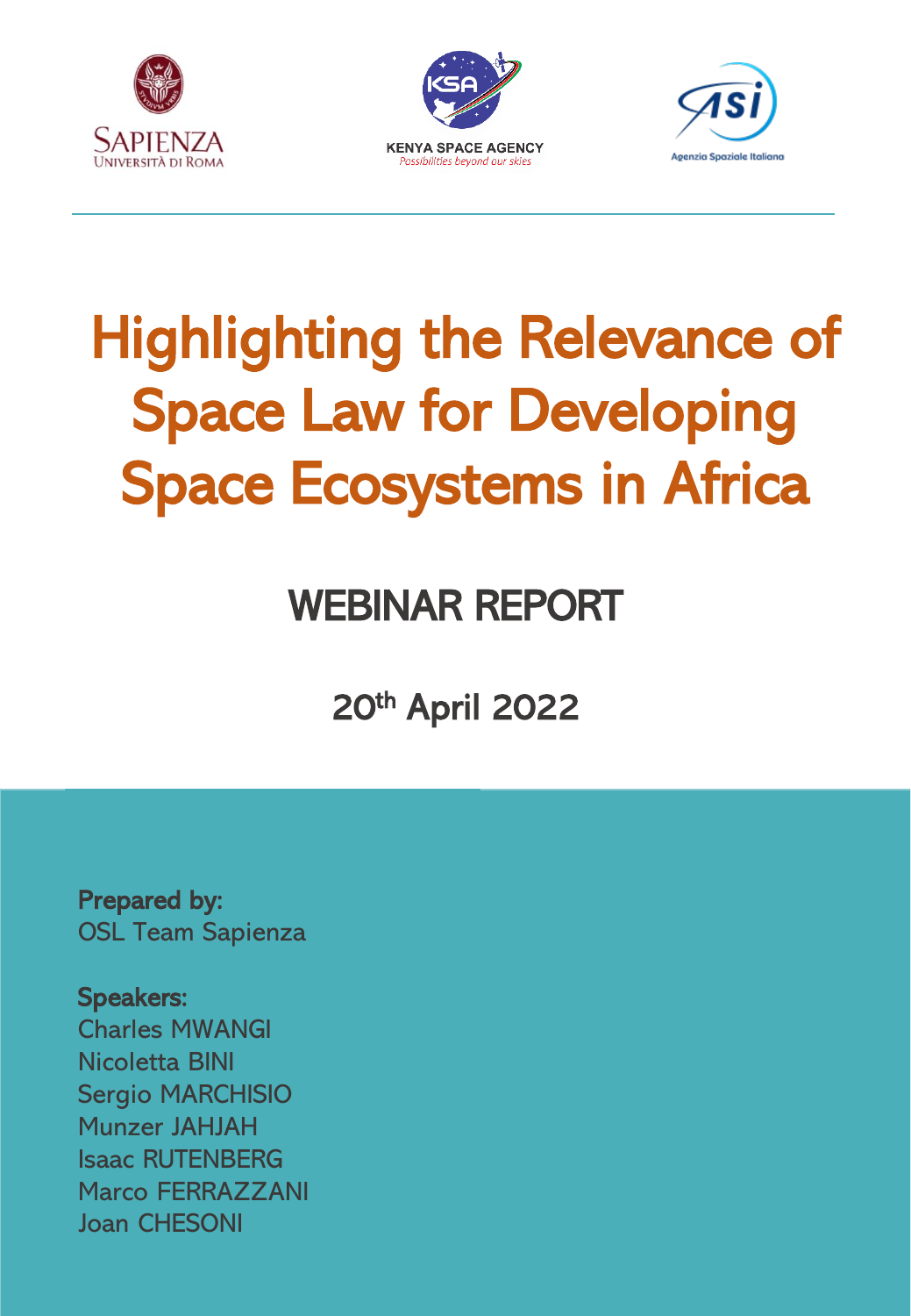SAPIENZA
UNIVERSITÀ DI ROMA

KENYA SPACE AGENCY
*Possibilities beyond our skies*

Agenzia Spaziale Italiana

# Highlighting the Relevance of Space Law for Developing Space Ecosystems in Africa

## WEBINAR REPORT

### 20th April 2022

**Prepared by:**
OSL Team Sapienza

**Speakers:**
Charles MWANGI
Nicoletta BINI
Sergio MARCHISIO
Munzer JAHJAH
Isaac RUTENBERG
Marco FERRAZZANI
Joan CHESONI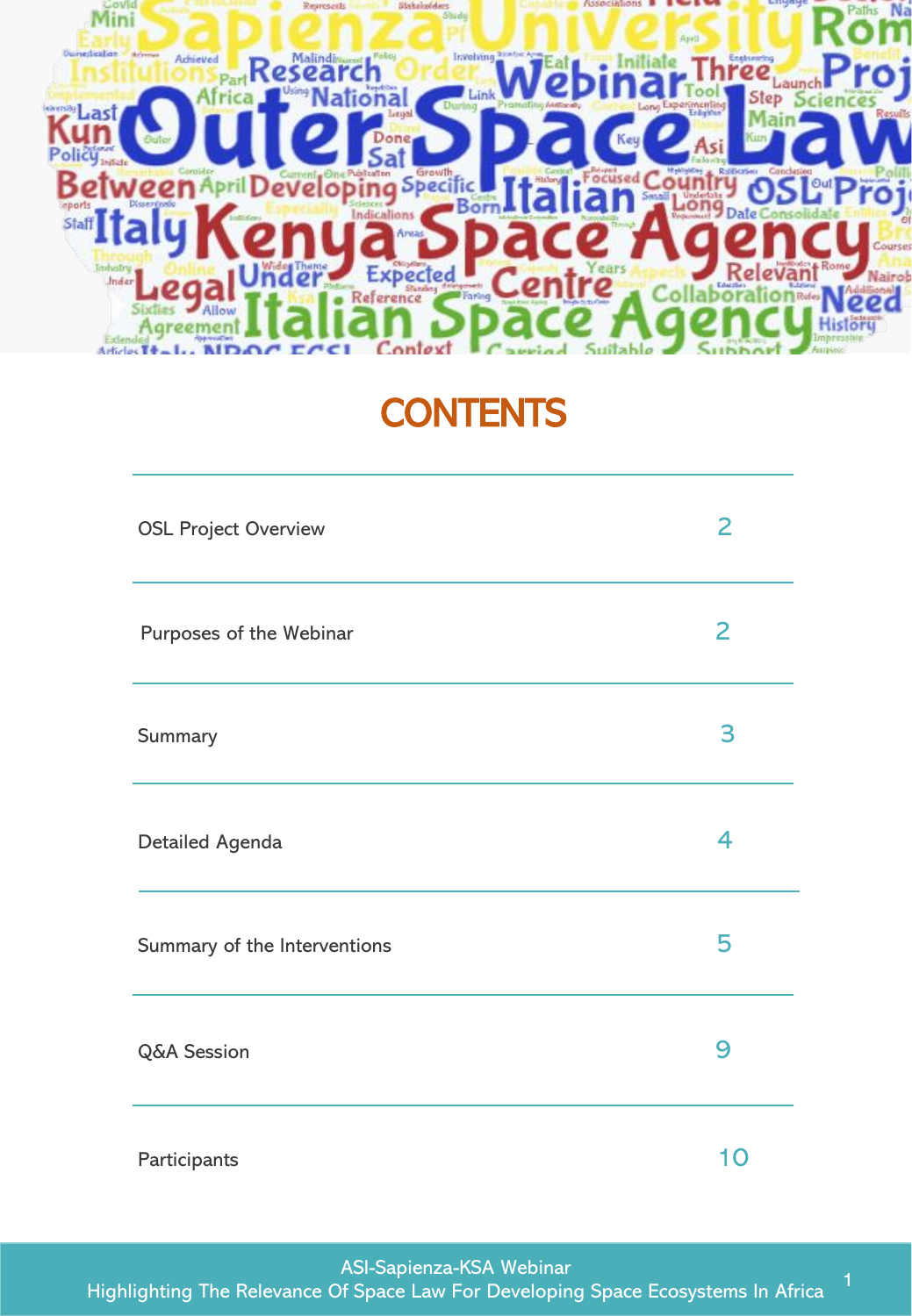# CONTENTS

| | |
|---|---|
| OSL Project Overview | 2 |
| Purposes of the Webinar | 2 |
| Summary | 3 |
| Detailed Agenda | 4 |
| Summary of the Interventions | 5 |
| Q&A Session | 9 |
| Participants | 10 |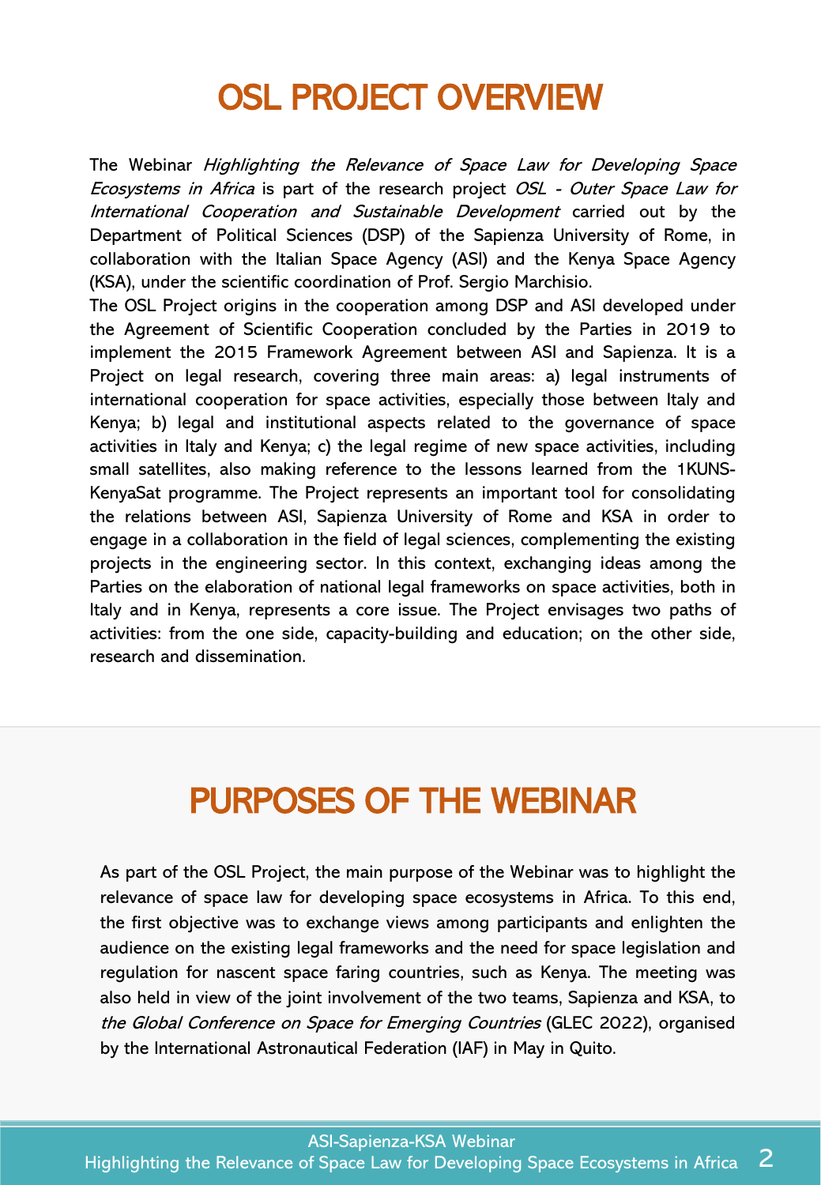# OSL PROJECT OVERVIEW

The Webinar *Highlighting the Relevance of Space Law for Developing Space Ecosystems in Africa* is part of the research project *OSL - Outer Space Law for International Cooperation and Sustainable Development* carried out by the Department of Political Sciences (DSP) of the Sapienza University of Rome, in collaboration with the Italian Space Agency (ASI) and the Kenya Space Agency (KSA), under the scientific coordination of Prof. Sergio Marchisio.

The OSL Project origins in the cooperation among DSP and ASI developed under the Agreement of Scientific Cooperation concluded by the Parties in 2019 to implement the 2015 Framework Agreement between ASI and Sapienza. It is a Project on legal research, covering three main areas: a) legal instruments of international cooperation for space activities, especially those between Italy and Kenya; b) legal and institutional aspects related to the governance of space activities in Italy and Kenya; c) the legal regime of new space activities, including small satellites, also making reference to the lessons learned from the 1KUNS-KenyaSat programme. The Project represents an important tool for consolidating the relations between ASI, Sapienza University of Rome and KSA in order to engage in a collaboration in the field of legal sciences, complementing the existing projects in the engineering sector. In this context, exchanging ideas among the Parties on the elaboration of national legal frameworks on space activities, both in Italy and in Kenya, represents a core issue. The Project envisages two paths of activities: from the one side, capacity-building and education; on the other side, research and dissemination.

# PURPOSES OF THE WEBINAR

As part of the OSL Project, the main purpose of the Webinar was to highlight the relevance of space law for developing space ecosystems in Africa. To this end, the first objective was to exchange views among participants and enlighten the audience on the existing legal frameworks and the need for space legislation and regulation for nascent space faring countries, such as Kenya. The meeting was also held in view of the joint involvement of the two teams, Sapienza and KSA, to *the Global Conference on Space for Emerging Countries* (GLEC 2022), organised by the International Astronautical Federation (IAF) in May in Quito.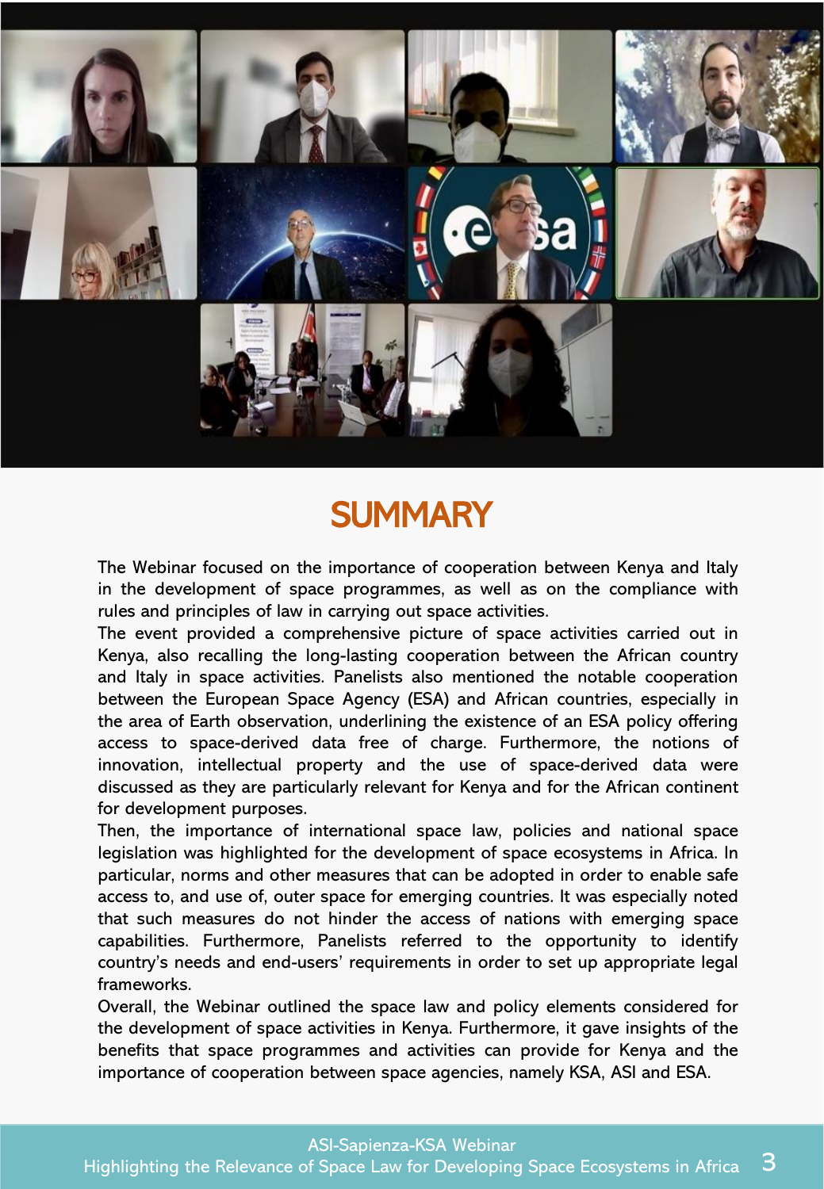# SUMMARY

The Webinar focused on the importance of cooperation between Kenya and Italy in the development of space programmes, as well as on the compliance with rules and principles of law in carrying out space activities.

The event provided a comprehensive picture of space activities carried out in Kenya, also recalling the long-lasting cooperation between the African country and Italy in space activities. Panelists also mentioned the notable cooperation between the European Space Agency (ESA) and African countries, especially in the area of Earth observation, underlining the existence of an ESA policy offering access to space-derived data free of charge. Furthermore, the notions of innovation, intellectual property and the use of space-derived data were discussed as they are particularly relevant for Kenya and for the African continent for development purposes.

Then, the importance of international space law, policies and national space legislation was highlighted for the development of space ecosystems in Africa. In particular, norms and other measures that can be adopted in order to enable safe access to, and use of, outer space for emerging countries. It was especially noted that such measures do not hinder the access of nations with emerging space capabilities. Furthermore, Panelists referred to the opportunity to identify country's needs and end-users' requirements in order to set up appropriate legal frameworks.

Overall, the Webinar outlined the space law and policy elements considered for the development of space activities in Kenya. Furthermore, it gave insights of the benefits that space programmes and activities can provide for Kenya and the importance of cooperation between space agencies, namely KSA, ASI and ESA.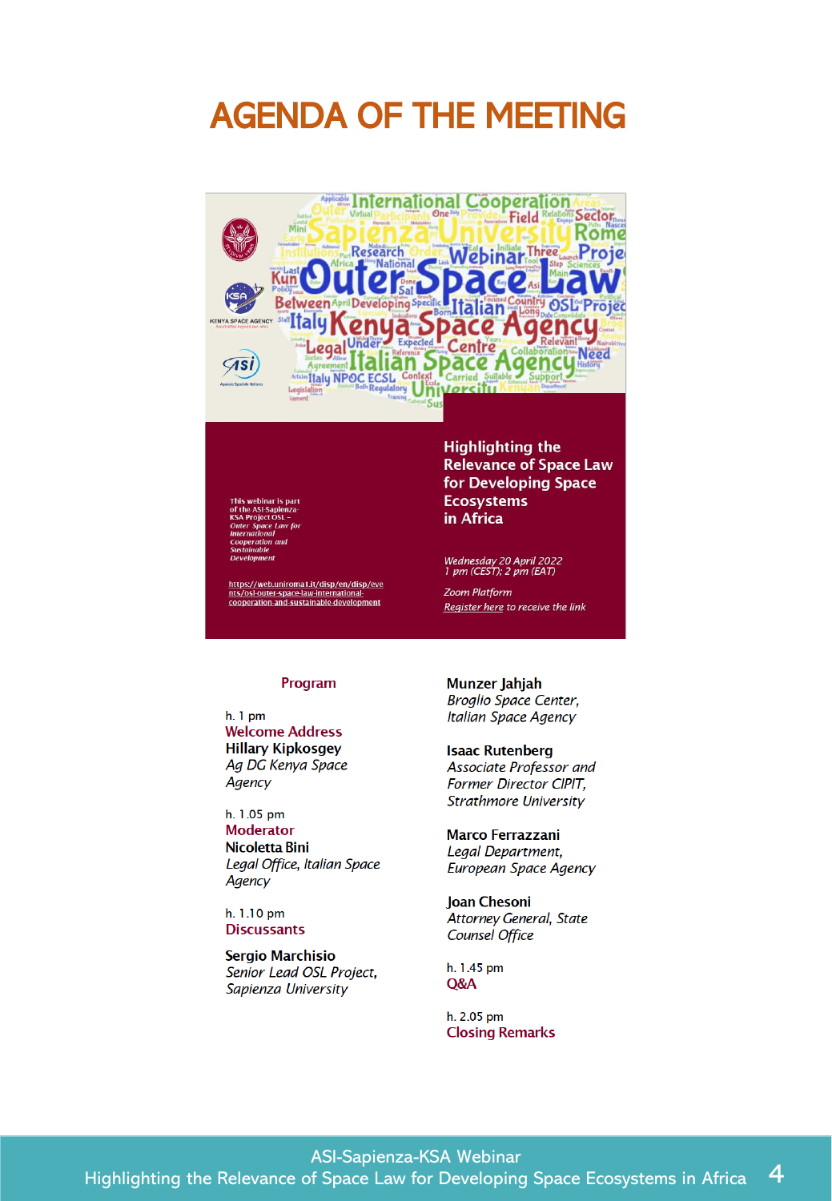# AGENDA OF THE MEETING

This webinar is part of the ASI-Sapienza-KSA Project OSL – *Outer Space Law for International Cooperation and Sustainable Development*

https://web.uniroma1.it/disp/en/disp/events/osl-outer-space-law-international-cooperation-and-sustainable-development

## Highlighting the Relevance of Space Law for Developing Space Ecosystems in Africa

*Wednesday 20 April 2022*
*1 pm (CEST); 2 pm (EAT)*

*Zoom Platform*
*Register here to receive the link*

### Program

h. 1 pm
**Welcome Address**
**Hillary Kipkosgey**
*Ag DG Kenya Space Agency*

h. 1.05 pm
**Moderator**
**Nicoletta Bini**
*Legal Office, Italian Space Agency*

h. 1.10 pm
**Discussants**

**Sergio Marchisio**
*Senior Lead OSL Project, Sapienza University*

**Munzer Jahjah**
*Broglio Space Center, Italian Space Agency*

**Isaac Rutenberg**
*Associate Professor and Former Director CIPIT, Strathmore University*

**Marco Ferrazzani**
*Legal Department, European Space Agency*

**Joan Chesoni**
*Attorney General, State Counsel Office*

h. 1.45 pm
**Q&A**

h. 2.05 pm
**Closing Remarks**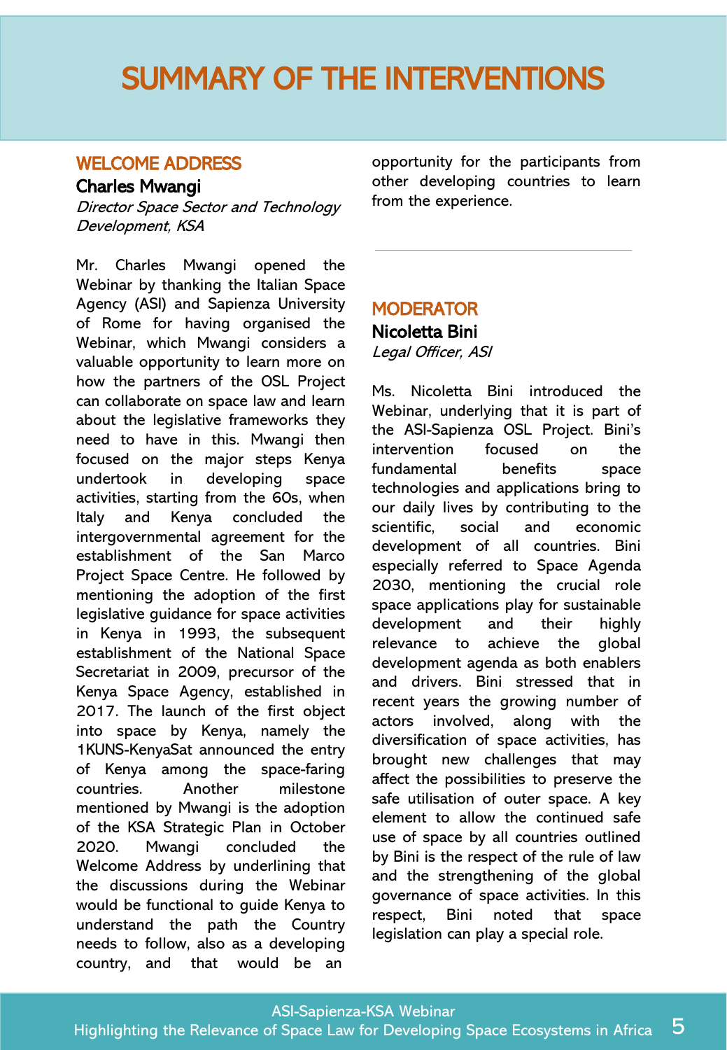# SUMMARY OF THE INTERVENTIONS

## WELCOME ADDRESS

**Charles Mwangi**

*Director Space Sector and Technology Development, KSA*

Mr. Charles Mwangi opened the Webinar by thanking the Italian Space Agency (ASI) and Sapienza University of Rome for having organised the Webinar, which Mwangi considers a valuable opportunity to learn more on how the partners of the OSL Project can collaborate on space law and learn about the legislative frameworks they need to have in this. Mwangi then focused on the major steps Kenya undertook in developing space activities, starting from the 60s, when Italy and Kenya concluded the intergovernmental agreement for the establishment of the San Marco Project Space Centre. He followed by mentioning the adoption of the first legislative guidance for space activities in Kenya in 1993, the subsequent establishment of the National Space Secretariat in 2009, precursor of the Kenya Space Agency, established in 2017. The launch of the first object into space by Kenya, namely the 1KUNS-KenyaSat announced the entry of Kenya among the space-faring countries. Another milestone mentioned by Mwangi is the adoption of the KSA Strategic Plan in October 2020. Mwangi concluded the Welcome Address by underlining that the discussions during the Webinar would be functional to guide Kenya to understand the path the Country needs to follow, also as a developing country, and that would be an opportunity for the participants from other developing countries to learn from the experience.

---

## MODERATOR

**Nicoletta Bini**

*Legal Officer, ASI*

Ms. Nicoletta Bini introduced the Webinar, underlying that it is part of the ASI-Sapienza OSL Project. Bini's intervention focused on the fundamental benefits space technologies and applications bring to our daily lives by contributing to the scientific, social and economic development of all countries. Bini especially referred to Space Agenda 2030, mentioning the crucial role space applications play for sustainable development and their highly relevance to achieve the global development agenda as both enablers and drivers. Bini stressed that in recent years the growing number of actors involved, along with the diversification of space activities, has brought new challenges that may affect the possibilities to preserve the safe utilisation of outer space. A key element to allow the continued safe use of space by all countries outlined by Bini is the respect of the rule of law and the strengthening of the global governance of space activities. In this respect, Bini noted that space legislation can play a special role.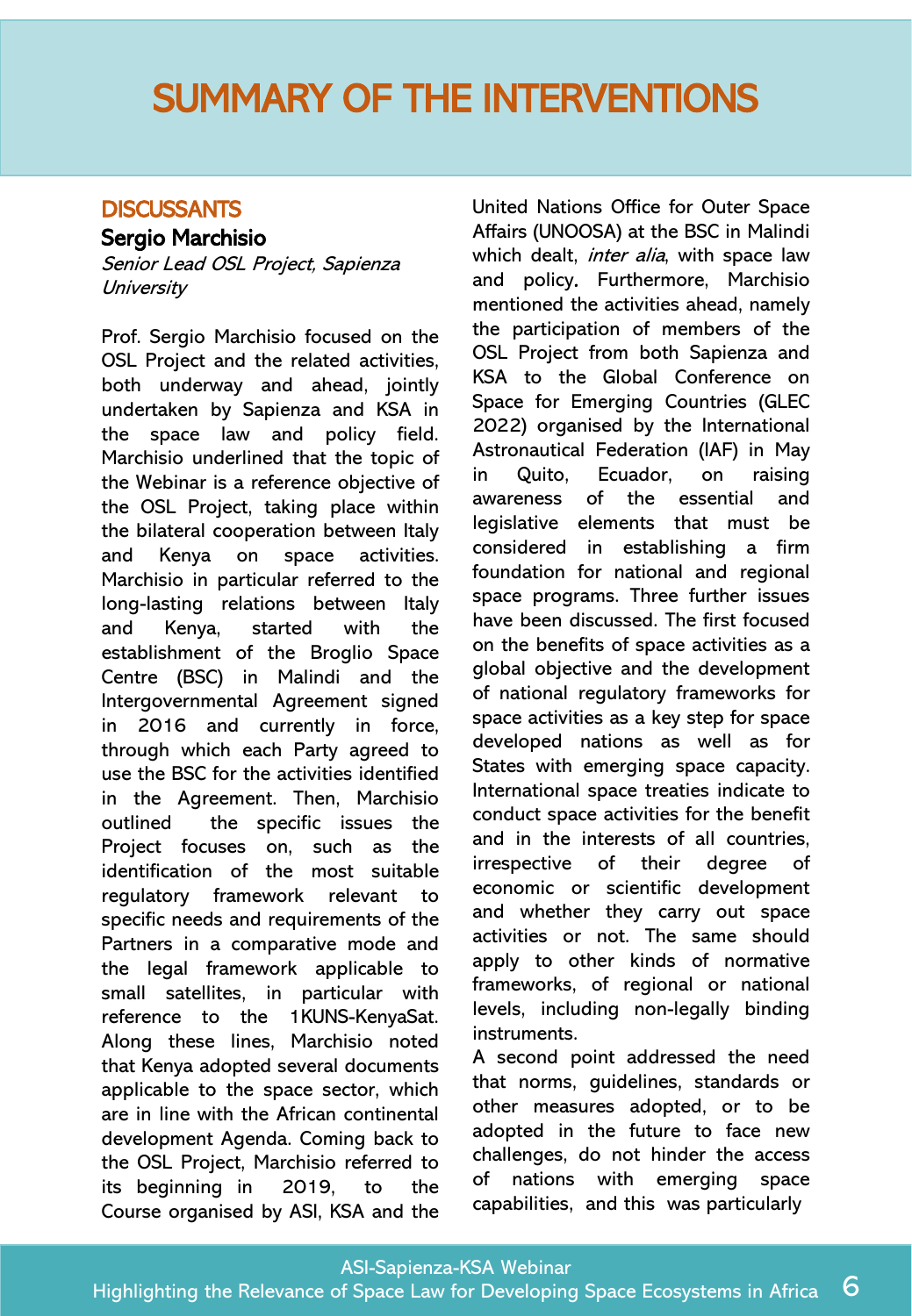# SUMMARY OF THE INTERVENTIONS

## DISCUSSANTS

### Sergio Marchisio

*Senior Lead OSL Project, Sapienza University*

Prof. Sergio Marchisio focused on the OSL Project and the related activities, both underway and ahead, jointly undertaken by Sapienza and KSA in the space law and policy field. Marchisio underlined that the topic of the Webinar is a reference objective of the OSL Project, taking place within the bilateral cooperation between Italy and Kenya on space activities. Marchisio in particular referred to the long-lasting relations between Italy and Kenya, started with the establishment of the Broglio Space Centre (BSC) in Malindi and the Intergovernmental Agreement signed in 2016 and currently in force, through which each Party agreed to use the BSC for the activities identified in the Agreement. Then, Marchisio outlined the specific issues the Project focuses on, such as the identification of the most suitable regulatory framework relevant to specific needs and requirements of the Partners in a comparative mode and the legal framework applicable to small satellites, in particular with reference to the 1KUNS-KenyaSat. Along these lines, Marchisio noted that Kenya adopted several documents applicable to the space sector, which are in line with the African continental development Agenda. Coming back to the OSL Project, Marchisio referred to its beginning in 2019, to the Course organised by ASI, KSA and the United Nations Office for Outer Space Affairs (UNOOSA) at the BSC in Malindi which dealt, *inter alia*, with space law and policy. Furthermore, Marchisio mentioned the activities ahead, namely the participation of members of the OSL Project from both Sapienza and KSA to the Global Conference on Space for Emerging Countries (GLEC 2022) organised by the International Astronautical Federation (IAF) in May in Quito, Ecuador, on raising awareness of the essential and legislative elements that must be considered in establishing a firm foundation for national and regional space programs. Three further issues have been discussed. The first focused on the benefits of space activities as a global objective and the development of national regulatory frameworks for space activities as a key step for space developed nations as well as for States with emerging space capacity. International space treaties indicate to conduct space activities for the benefit and in the interests of all countries, irrespective of their degree of economic or scientific development and whether they carry out space activities or not. The same should apply to other kinds of normative frameworks, of regional or national levels, including non-legally binding instruments.

A second point addressed the need that norms, guidelines, standards or other measures adopted, or to be adopted in the future to face new challenges, do not hinder the access of nations with emerging space capabilities, and this was particularly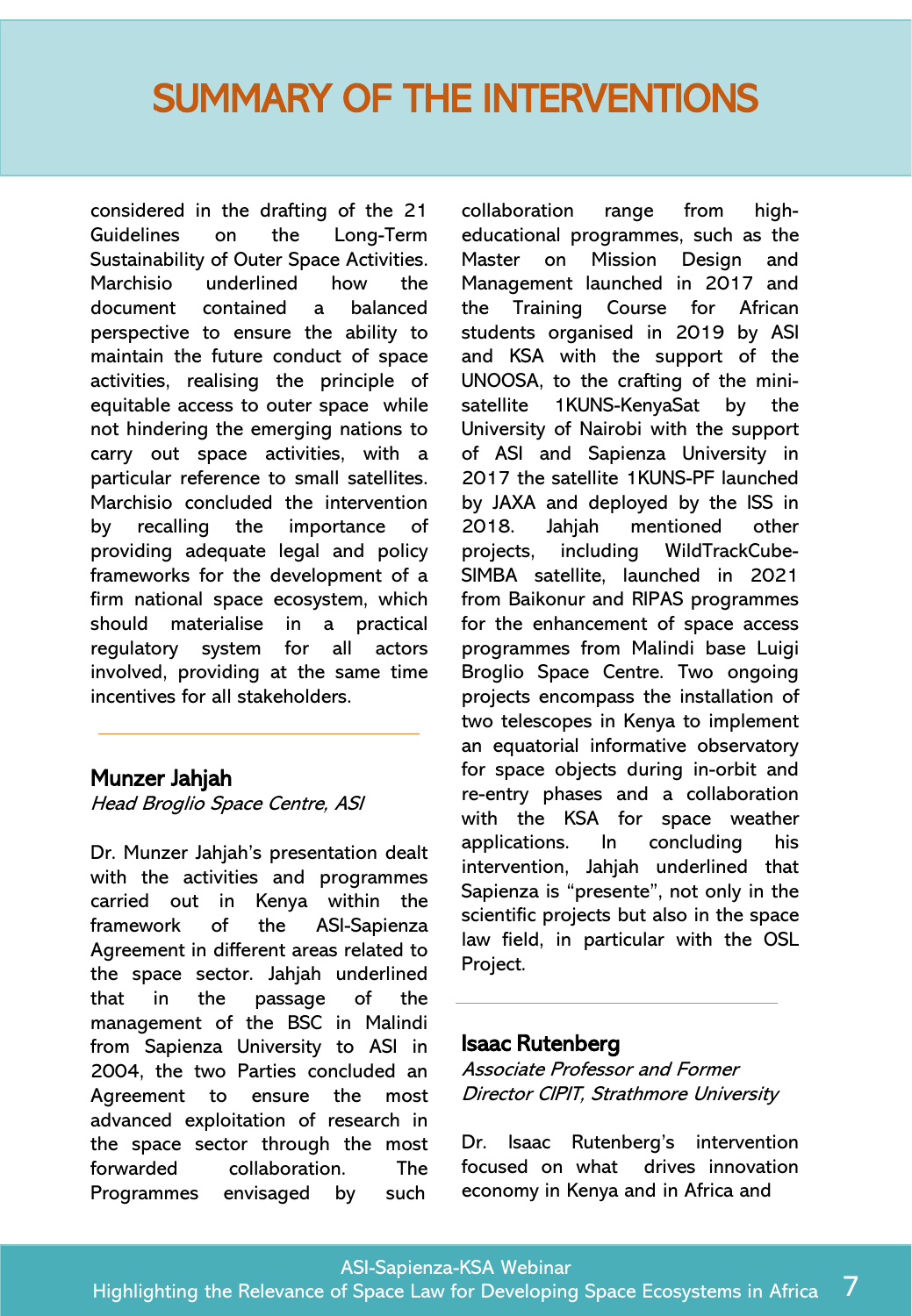# SUMMARY OF THE INTERVENTIONS

considered in the drafting of the 21 Guidelines on the Long-Term Sustainability of Outer Space Activities. Marchisio underlined how the document contained a balanced perspective to ensure the ability to maintain the future conduct of space activities, realising the principle of equitable access to outer space while not hindering the emerging nations to carry out space activities, with a particular reference to small satellites. Marchisio concluded the intervention by recalling the importance of providing adequate legal and policy frameworks for the development of a firm national space ecosystem, which should materialise in a practical regulatory system for all actors involved, providing at the same time incentives for all stakeholders.

---

## Munzer Jahjah

*Head Broglio Space Centre, ASI*

Dr. Munzer Jahjah's presentation dealt with the activities and programmes carried out in Kenya within the framework of the ASI-Sapienza Agreement in different areas related to the space sector. Jahjah underlined that in the passage of the management of the BSC in Malindi from Sapienza University to ASI in 2004, the two Parties concluded an Agreement to ensure the most advanced exploitation of research in the space sector through the most forwarded collaboration. The Programmes envisaged by such collaboration range from high-educational programmes, such as the Master on Mission Design and Management launched in 2017 and the Training Course for African students organised in 2019 by ASI and KSA with the support of the UNOOSA, to the crafting of the mini-satellite 1KUNS-KenyaSat by the University of Nairobi with the support of ASI and Sapienza University in 2017 the satellite 1KUNS-PF launched by JAXA and deployed by the ISS in 2018. Jahjah mentioned other projects, including WildTrackCube-SIMBA satellite, launched in 2021 from Baikonur and RIPAS programmes for the enhancement of space access programmes from Malindi base Luigi Broglio Space Centre. Two ongoing projects encompass the installation of two telescopes in Kenya to implement an equatorial informative observatory for space objects during in-orbit and re-entry phases and a collaboration with the KSA for space weather applications. In concluding his intervention, Jahjah underlined that Sapienza is "presente", not only in the scientific projects but also in the space law field, in particular with the OSL Project.

---

## Isaac Rutenberg

*Associate Professor and Former Director CIPIT, Strathmore University*

Dr. Isaac Rutenberg's intervention focused on what drives innovation economy in Kenya and in Africa and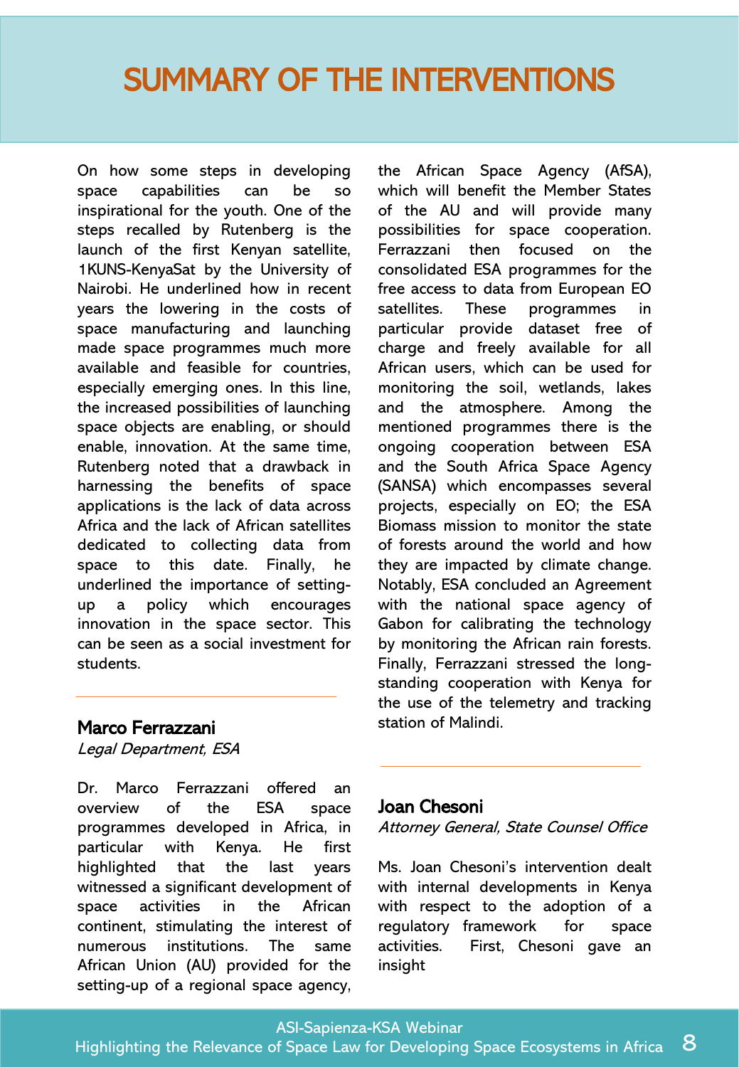# SUMMARY OF THE INTERVENTIONS

On how some steps in developing space capabilities can be so inspirational for the youth. One of the steps recalled by Rutenberg is the launch of the first Kenyan satellite, 1KUNS-KenyaSat by the University of Nairobi. He underlined how in recent years the lowering in the costs of space manufacturing and launching made space programmes much more available and feasible for countries, especially emerging ones. In this line, the increased possibilities of launching space objects are enabling, or should enable, innovation. At the same time, Rutenberg noted that a drawback in harnessing the benefits of space applications is the lack of data across Africa and the lack of African satellites dedicated to collecting data from space to this date. Finally, he underlined the importance of setting-up a policy which encourages innovation in the space sector. This can be seen as a social investment for students.

---

## Marco Ferrazzani

*Legal Department, ESA*

Dr. Marco Ferrazzani offered an overview of the ESA space programmes developed in Africa, in particular with Kenya. He first highlighted that the last years witnessed a significant development of space activities in the African continent, stimulating the interest of numerous institutions. The same African Union (AU) provided for the setting-up of a regional space agency, the African Space Agency (AfSA), which will benefit the Member States of the AU and will provide many possibilities for space cooperation. Ferrazzani then focused on the consolidated ESA programmes for the free access to data from European EO satellites. These programmes in particular provide dataset free of charge and freely available for all African users, which can be used for monitoring the soil, wetlands, lakes and the atmosphere. Among the mentioned programmes there is the ongoing cooperation between ESA and the South Africa Space Agency (SANSA) which encompasses several projects, especially on EO; the ESA Biomass mission to monitor the state of forests around the world and how they are impacted by climate change. Notably, ESA concluded an Agreement with the national space agency of Gabon for calibrating the technology by monitoring the African rain forests. Finally, Ferrazzani stressed the long-standing cooperation with Kenya for the use of the telemetry and tracking station of Malindi.

---

## Joan Chesoni

*Attorney General, State Counsel Office*

Ms. Joan Chesoni's intervention dealt with internal developments in Kenya with respect to the adoption of a regulatory framework for space activities. First, Chesoni gave an insight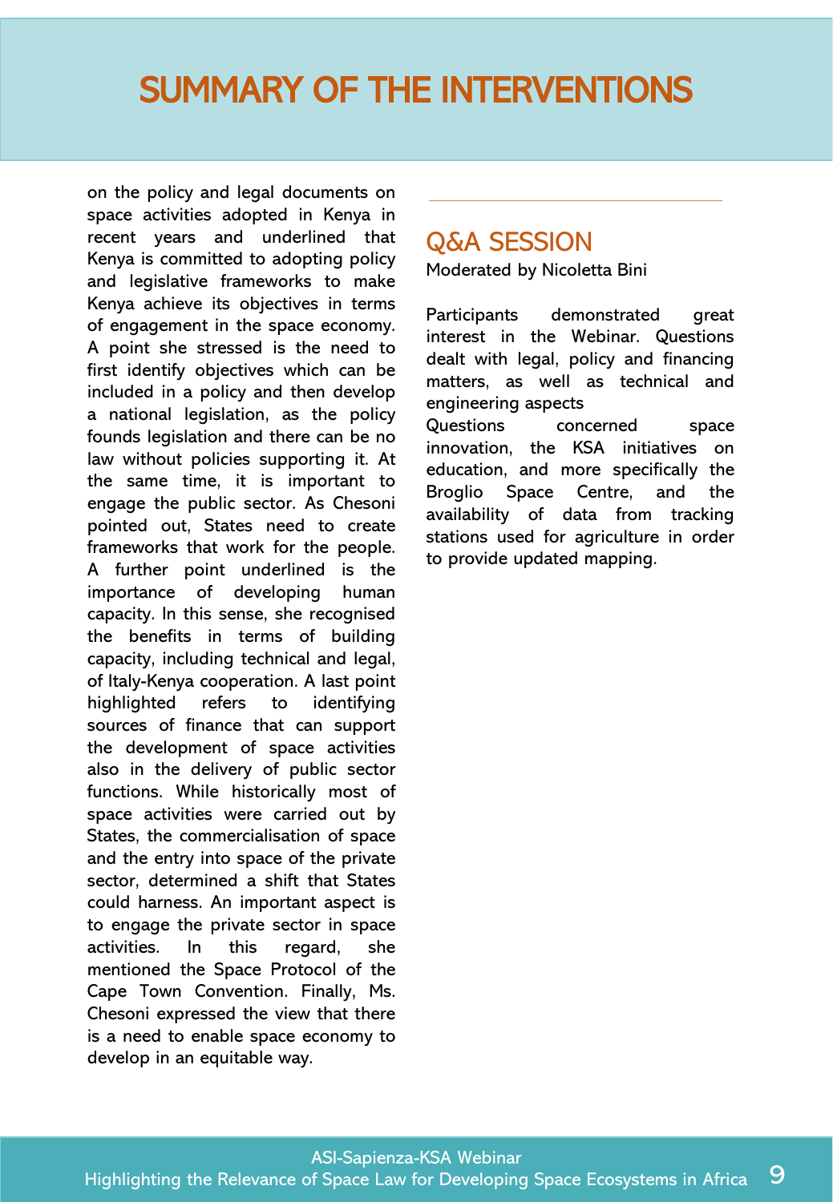# SUMMARY OF THE INTERVENTIONS

on the policy and legal documents on space activities adopted in Kenya in recent years and underlined that Kenya is committed to adopting policy and legislative frameworks to make Kenya achieve its objectives in terms of engagement in the space economy. A point she stressed is the need to first identify objectives which can be included in a policy and then develop a national legislation, as the policy founds legislation and there can be no law without policies supporting it. At the same time, it is important to engage the public sector. As Chesoni pointed out, States need to create frameworks that work for the people. A further point underlined is the importance of developing human capacity. In this sense, she recognised the benefits in terms of building capacity, including technical and legal, of Italy-Kenya cooperation. A last point highlighted refers to identifying sources of finance that can support the development of space activities also in the delivery of public sector functions. While historically most of space activities were carried out by States, the commercialisation of space and the entry into space of the private sector, determined a shift that States could harness. An important aspect is to engage the private sector in space activities. In this regard, she mentioned the Space Protocol of the Cape Town Convention. Finally, Ms. Chesoni expressed the view that there is a need to enable space economy to develop in an equitable way.

## Q&A SESSION

Moderated by Nicoletta Bini

Participants demonstrated great interest in the Webinar. Questions dealt with legal, policy and financing matters, as well as technical and engineering aspects

Questions concerned space innovation, the KSA initiatives on education, and more specifically the Broglio Space Centre, and the availability of data from tracking stations used for agriculture in order to provide updated mapping.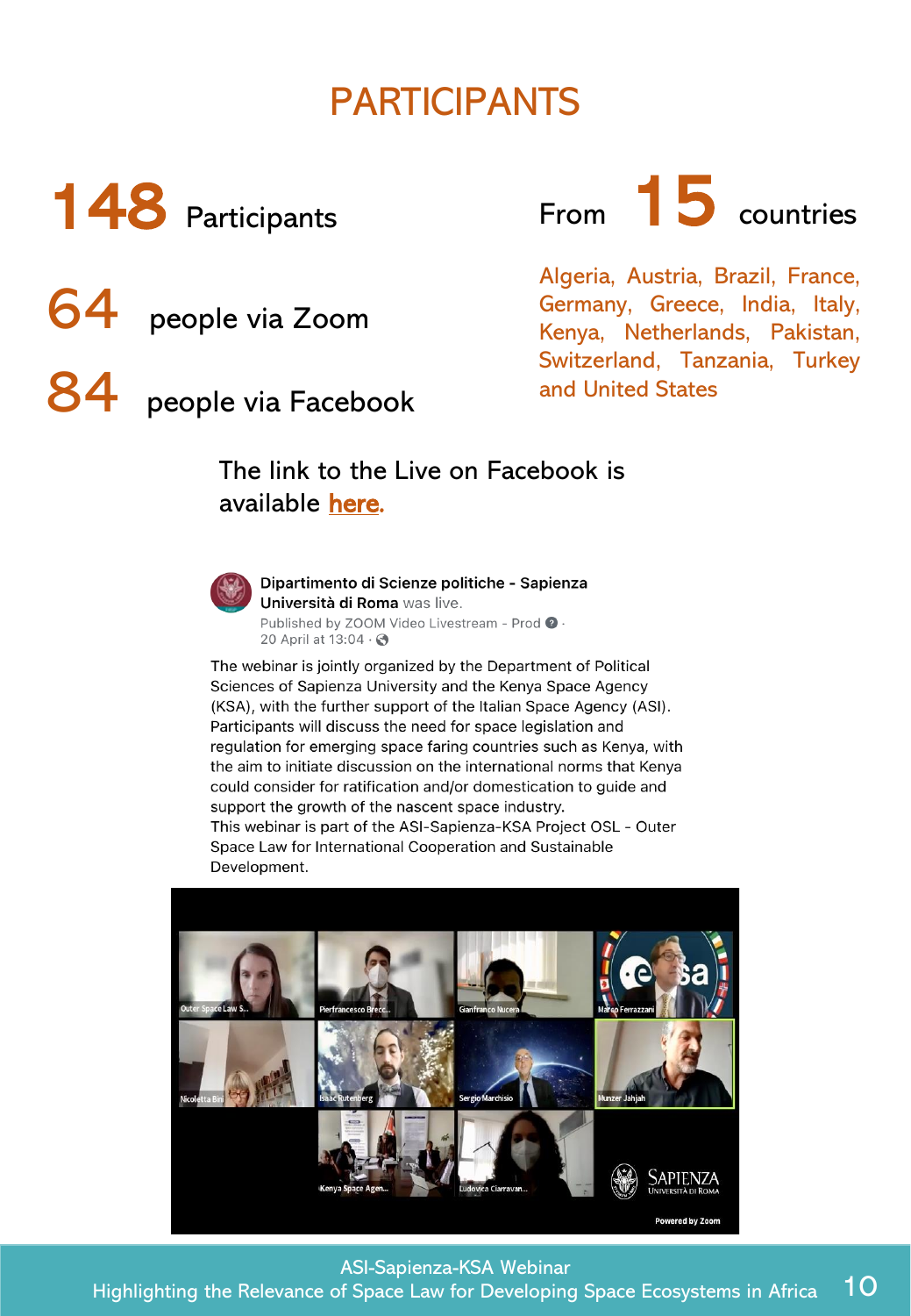# PARTICIPANTS

**148** Participants

**64** people via Zoom

**84** people via Facebook

From **15** countries

Algeria, Austria, Brazil, France, Germany, Greece, India, Italy, Kenya, Netherlands, Pakistan, Switzerland, Tanzania, Turkey and United States

The link to the Live on Facebook is available [here](.).

**Dipartimento di Scienze politiche - Sapienza Università di Roma** was live.
Published by ZOOM Video Livestream - Prod ·
20 April at 13:04 ·

The webinar is jointly organized by the Department of Political Sciences of Sapienza University and the Kenya Space Agency (KSA), with the further support of the Italian Space Agency (ASI). Participants will discuss the need for space legislation and regulation for emerging space faring countries such as Kenya, with the aim to initiate discussion on the international norms that Kenya could consider for ratification and/or domestication to guide and support the growth of the nascent space industry.
This webinar is part of the ASI-Sapienza-KSA Project OSL - Outer Space Law for International Cooperation and Sustainable Development.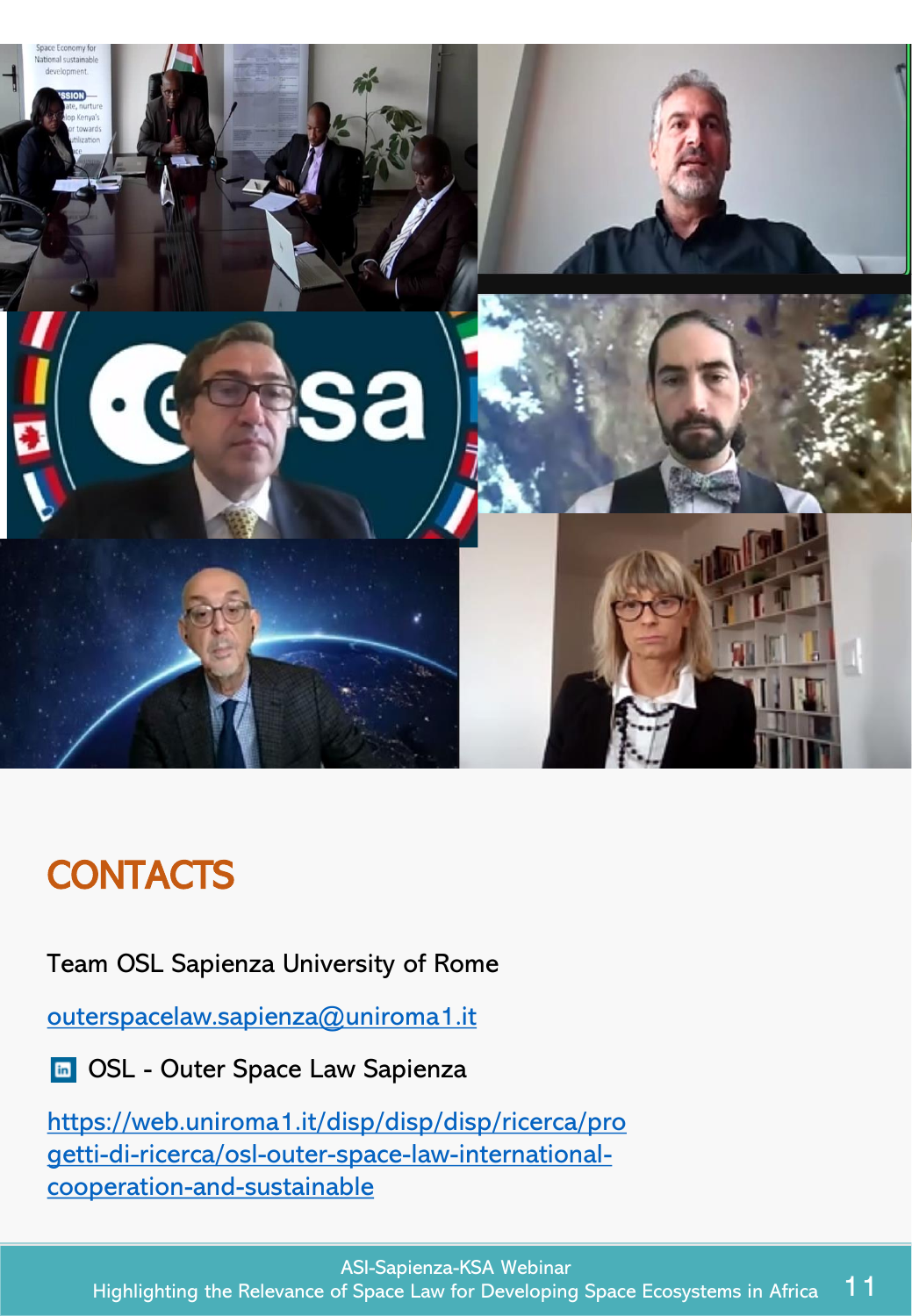## CONTACTS

Team OSL Sapienza University of Rome

outerspacelaw.sapienza@uniroma1.it

OSL - Outer Space Law Sapienza

https://web.uniroma1.it/disp/disp/disp/ricerca/progetti-di-ricerca/osl-outer-space-law-international-cooperation-and-sustainable